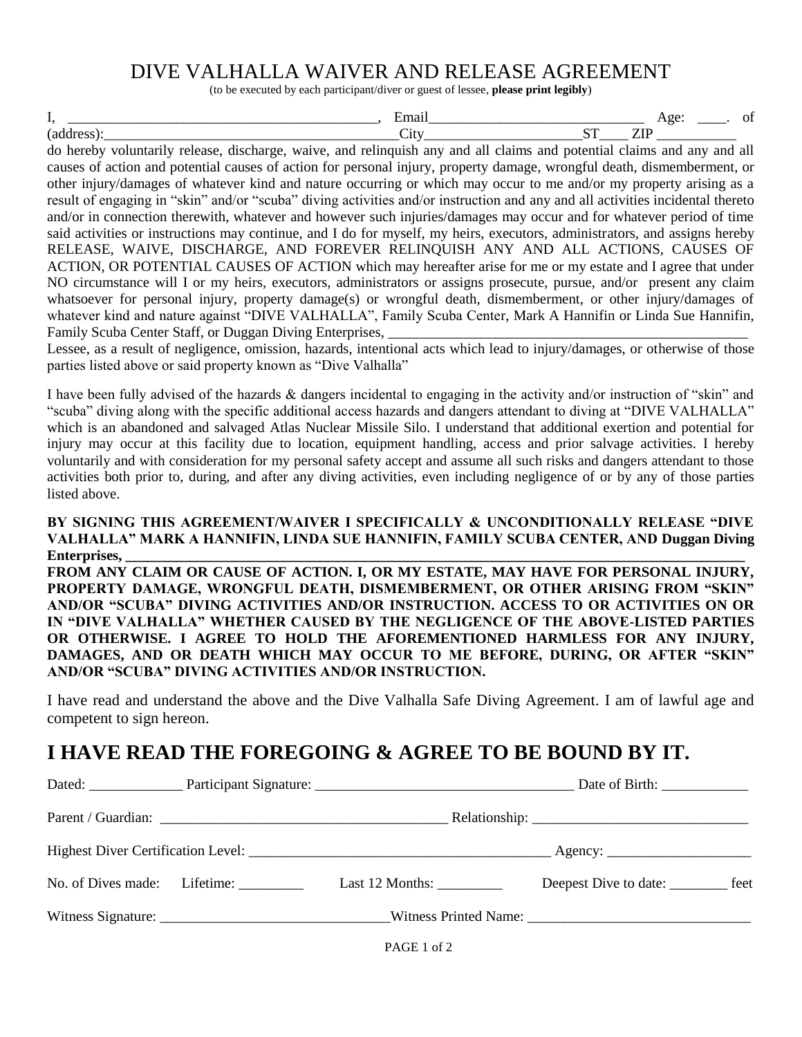# DIVE VALHALLA WAIVER AND RELEASE AGREEMENT

(to be executed by each participant/diver or guest of lessee, **please print legibly**)

I, ___________________________________________, Email______________________________ Age: ____. of (address):_________________________________________City_____________________ST____ ZIP ___________ do hereby voluntarily release, discharge, waive, and relinquish any and all claims and potential claims and any and all causes of action and potential causes of action for personal injury, property damage, wrongful death, dismemberment, or other injury/damages of whatever kind and nature occurring or which may occur to me and/or my property arising as a result of engaging in "skin" and/or "scuba" diving activities and/or instruction and any and all activities incidental thereto and/or in connection therewith, whatever and however such injuries/damages may occur and for whatever period of time said activities or instructions may continue, and I do for myself, my heirs, executors, administrators, and assigns hereby RELEASE, WAIVE, DISCHARGE, AND FOREVER RELINQUISH ANY AND ALL ACTIONS, CAUSES OF ACTION, OR POTENTIAL CAUSES OF ACTION which may hereafter arise for me or my estate and I agree that under NO circumstance will I or my heirs, executors, administrators or assigns prosecute, pursue, and/or present any claim whatsoever for personal injury, property damage(s) or wrongful death, dismemberment, or other injury/damages of whatever kind and nature against "DIVE VALHALLA", Family Scuba Center, Mark A Hannifin or Linda Sue Hannifin, Family Scuba Center Staff, or Duggan Diving Enterprises, ____________________________________________________ Lessee, as a result of negligence, omission, hazards, intentional acts which lead to injury/damages, or otherwise of those parties listed above or said property known as "Dive Valhalla"

I have been fully advised of the hazards & dangers incidental to engaging in the activity and/or instruction of "skin" and "scuba" diving along with the specific additional access hazards and dangers attendant to diving at "DIVE VALHALLA" which is an abandoned and salvaged Atlas Nuclear Missile Silo. I understand that additional exertion and potential for injury may occur at this facility due to location, equipment handling, access and prior salvage activities. I hereby voluntarily and with consideration for my personal safety accept and assume all such risks and dangers attendant to those activities both prior to, during, and after any diving activities, even including negligence of or by any of those parties listed above.

**BY SIGNING THIS AGREEMENT/WAIVER I SPECIFICALLY & UNCONDITIONALLY RELEASE "DIVE VALHALLA" MARK A HANNIFIN, LINDA SUE HANNIFIN, FAMILY SCUBA CENTER, AND Duggan Diving Enterprises, ____________________________________________________________________________ FROM ANY CLAIM OR CAUSE OF ACTION. I, OR MY ESTATE, MAY HAVE FOR PERSONAL INJURY, PROPERTY DAMAGE, WRONGFUL DEATH, DISMEMBERMENT, OR OTHER ARISING FROM "SKIN" AND/OR "SCUBA" DIVING ACTIVITIES AND/OR INSTRUCTION. ACCESS TO OR ACTIVITIES ON OR IN "DIVE VALHALLA" WHETHER CAUSED BY THE NEGLIGENCE OF THE ABOVE-LISTED PARTIES OR OTHERWISE. I AGREE TO HOLD THE AFOREMENTIONED HARMLESS FOR ANY INJURY, DAMAGES, AND OR DEATH WHICH MAY OCCUR TO ME BEFORE, DURING, OR AFTER "SKIN" AND/OR "SCUBA" DIVING ACTIVITIES AND/OR INSTRUCTION.**

I have read and understand the above and the Dive Valhalla Safe Diving Agreement. I am of lawful age and competent to sign hereon.

# I HAVE READ THE FOREGOING & AGREE TO BE BOUND BY IT.

Dated: _____________ Participant Signature: ___________________________________ Date of Birth: ____________

Parent / Guardian: ________________________________________ Relationship: ______________________________

Highest Diver Certification Level: __________________________________________ Agency: ____________________

No. of Dives made: Lifetime: _________ Last 12 Months: _________ Deepest Dive to date: ________ feet

Witness Signature: ________________________________Witness Printed Name: _______________________________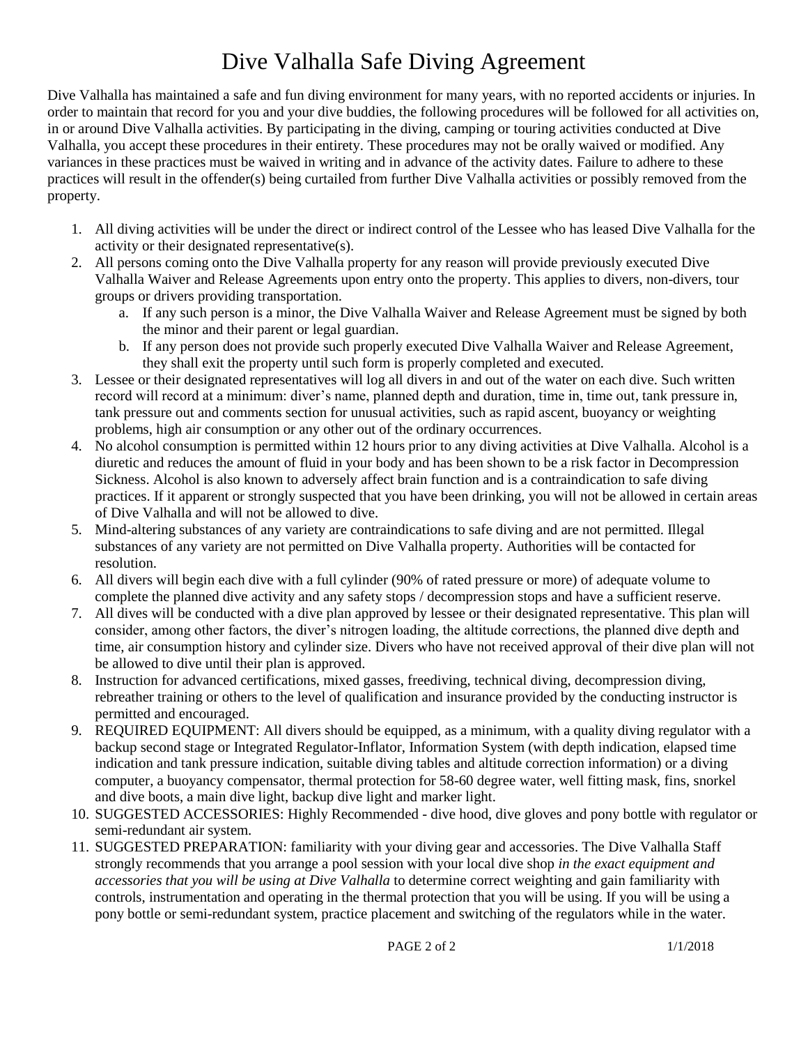# Dive Valhalla Safe Diving Agreement

Dive Valhalla has maintained a safe and fun diving environment for many years, with no reported accidents or injuries. In order to maintain that record for you and your dive buddies, the following procedures will be followed for all activities on, in or around Dive Valhalla activities. By participating in the diving, camping or touring activities conducted at Dive Valhalla, you accept these procedures in their entirety. These procedures may not be orally waived or modified. Any variances in these practices must be waived in writing and in advance of the activity dates. Failure to adhere to these practices will result in the offender(s) being curtailed from further Dive Valhalla activities or possibly removed from the property.

1. All diving activities will be under the direct or indirect control of the Lessee who has leased Dive Valhalla for the activity or their designated representative(s).
2. All persons coming onto the Dive Valhalla property for any reason will provide previously executed Dive Valhalla Waiver and Release Agreements upon entry onto the property. This applies to divers, non-divers, tour groups or drivers providing transportation.
   a. If any such person is a minor, the Dive Valhalla Waiver and Release Agreement must be signed by both the minor and their parent or legal guardian.
   b. If any person does not provide such properly executed Dive Valhalla Waiver and Release Agreement, they shall exit the property until such form is properly completed and executed.
3. Lessee or their designated representatives will log all divers in and out of the water on each dive. Such written record will record at a minimum: diver's name, planned depth and duration, time in, time out, tank pressure in, tank pressure out and comments section for unusual activities, such as rapid ascent, buoyancy or weighting problems, high air consumption or any other out of the ordinary occurrences.
4. No alcohol consumption is permitted within 12 hours prior to any diving activities at Dive Valhalla. Alcohol is a diuretic and reduces the amount of fluid in your body and has been shown to be a risk factor in Decompression Sickness. Alcohol is also known to adversely affect brain function and is a contraindication to safe diving practices. If it apparent or strongly suspected that you have been drinking, you will not be allowed in certain areas of Dive Valhalla and will not be allowed to dive.
5. Mind-altering substances of any variety are contraindications to safe diving and are not permitted. Illegal substances of any variety are not permitted on Dive Valhalla property. Authorities will be contacted for resolution.
6. All divers will begin each dive with a full cylinder (90% of rated pressure or more) of adequate volume to complete the planned dive activity and any safety stops / decompression stops and have a sufficient reserve.
7. All dives will be conducted with a dive plan approved by lessee or their designated representative. This plan will consider, among other factors, the diver's nitrogen loading, the altitude corrections, the planned dive depth and time, air consumption history and cylinder size. Divers who have not received approval of their dive plan will not be allowed to dive until their plan is approved.
8. Instruction for advanced certifications, mixed gasses, freediving, technical diving, decompression diving, rebreather training or others to the level of qualification and insurance provided by the conducting instructor is permitted and encouraged.
9. REQUIRED EQUIPMENT: All divers should be equipped, as a minimum, with a quality diving regulator with a backup second stage or Integrated Regulator-Inflator, Information System (with depth indication, elapsed time indication and tank pressure indication, suitable diving tables and altitude correction information) or a diving computer, a buoyancy compensator, thermal protection for 58-60 degree water, well fitting mask, fins, snorkel and dive boots, a main dive light, backup dive light and marker light.
10. SUGGESTED ACCESSORIES: Highly Recommended - dive hood, dive gloves and pony bottle with regulator or semi-redundant air system.
11. SUGGESTED PREPARATION: familiarity with your diving gear and accessories. The Dive Valhalla Staff strongly recommends that you arrange a pool session with your local dive shop *in the exact equipment and accessories that you will be using at Dive Valhalla* to determine correct weighting and gain familiarity with controls, instrumentation and operating in the thermal protection that you will be using. If you will be using a pony bottle or semi-redundant system, practice placement and switching of the regulators while in the water.

1/1/2018